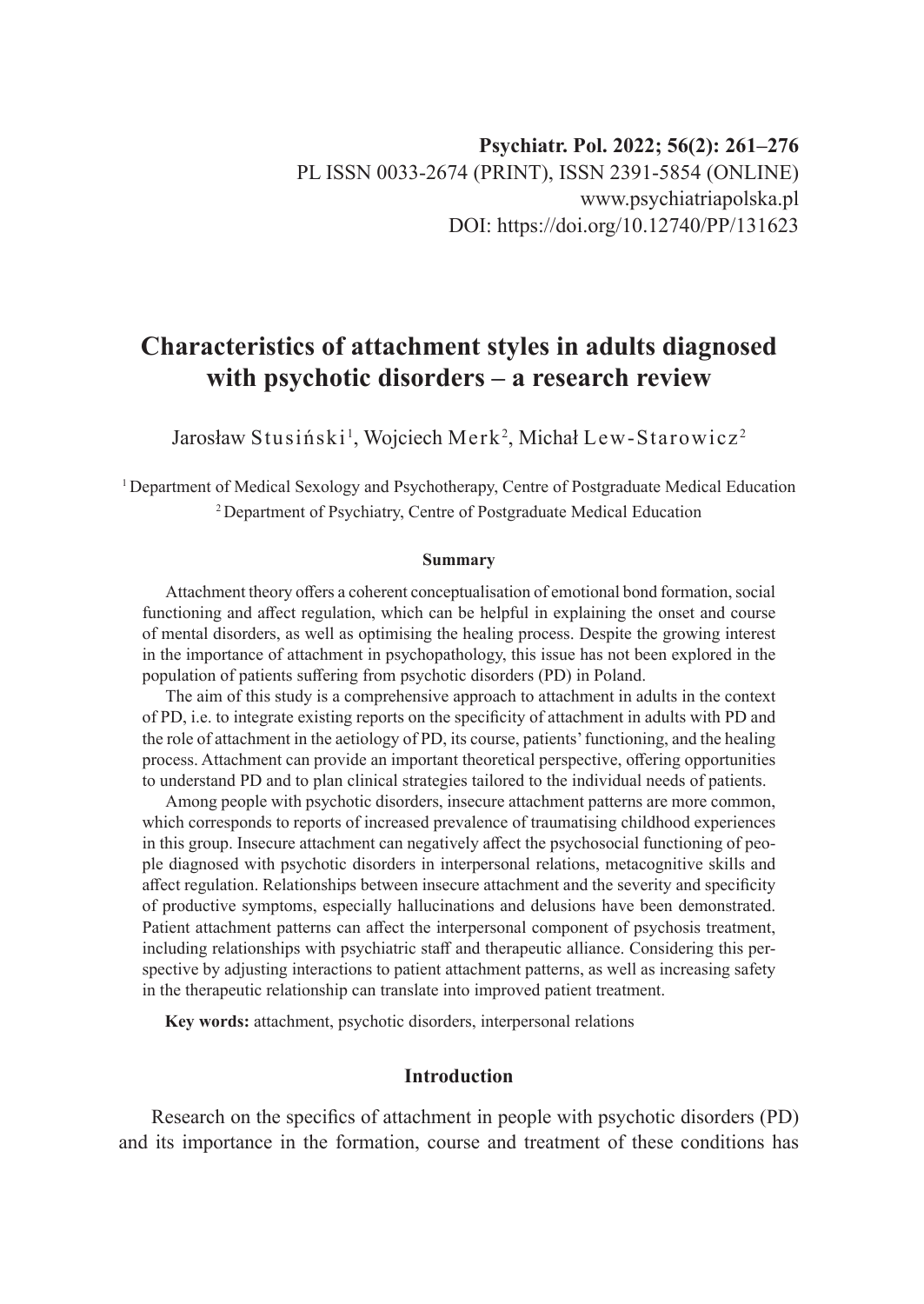Psychiatr. Pol. 2022; 56(2): 261–276
PL ISSN 0033-2674 (PRINT), ISSN 2391-5854 (ONLINE)
www.psychiatriapolska.pl
DOI: https://doi.org/10.12740/PP/131623

# Characteristics of attachment styles in adults diagnosed with psychotic disorders – a research review

Jarosław Stusiński[1], Wojciech Merk[2], Michał Lew-Starowicz[2]

[1] Department of Medical Sexology and Psychotherapy, Centre of Postgraduate Medical Education
[2] Department of Psychiatry, Centre of Postgraduate Medical Education

### Summary

Attachment theory offers a coherent conceptualisation of emotional bond formation, social functioning and affect regulation, which can be helpful in explaining the onset and course of mental disorders, as well as optimising the healing process. Despite the growing interest in the importance of attachment in psychopathology, this issue has not been explored in the population of patients suffering from psychotic disorders (PD) in Poland.

The aim of this study is a comprehensive approach to attachment in adults in the context of PD, i.e. to integrate existing reports on the specificity of attachment in adults with PD and the role of attachment in the aetiology of PD, its course, patients' functioning, and the healing process. Attachment can provide an important theoretical perspective, offering opportunities to understand PD and to plan clinical strategies tailored to the individual needs of patients.

Among people with psychotic disorders, insecure attachment patterns are more common, which corresponds to reports of increased prevalence of traumatising childhood experiences in this group. Insecure attachment can negatively affect the psychosocial functioning of people diagnosed with psychotic disorders in interpersonal relations, metacognitive skills and affect regulation. Relationships between insecure attachment and the severity and specificity of productive symptoms, especially hallucinations and delusions have been demonstrated. Patient attachment patterns can affect the interpersonal component of psychosis treatment, including relationships with psychiatric staff and therapeutic alliance. Considering this perspective by adjusting interactions to patient attachment patterns, as well as increasing safety in the therapeutic relationship can translate into improved patient treatment.

**Key words:** attachment, psychotic disorders, interpersonal relations

## Introduction

Research on the specifics of attachment in people with psychotic disorders (PD) and its importance in the formation, course and treatment of these conditions has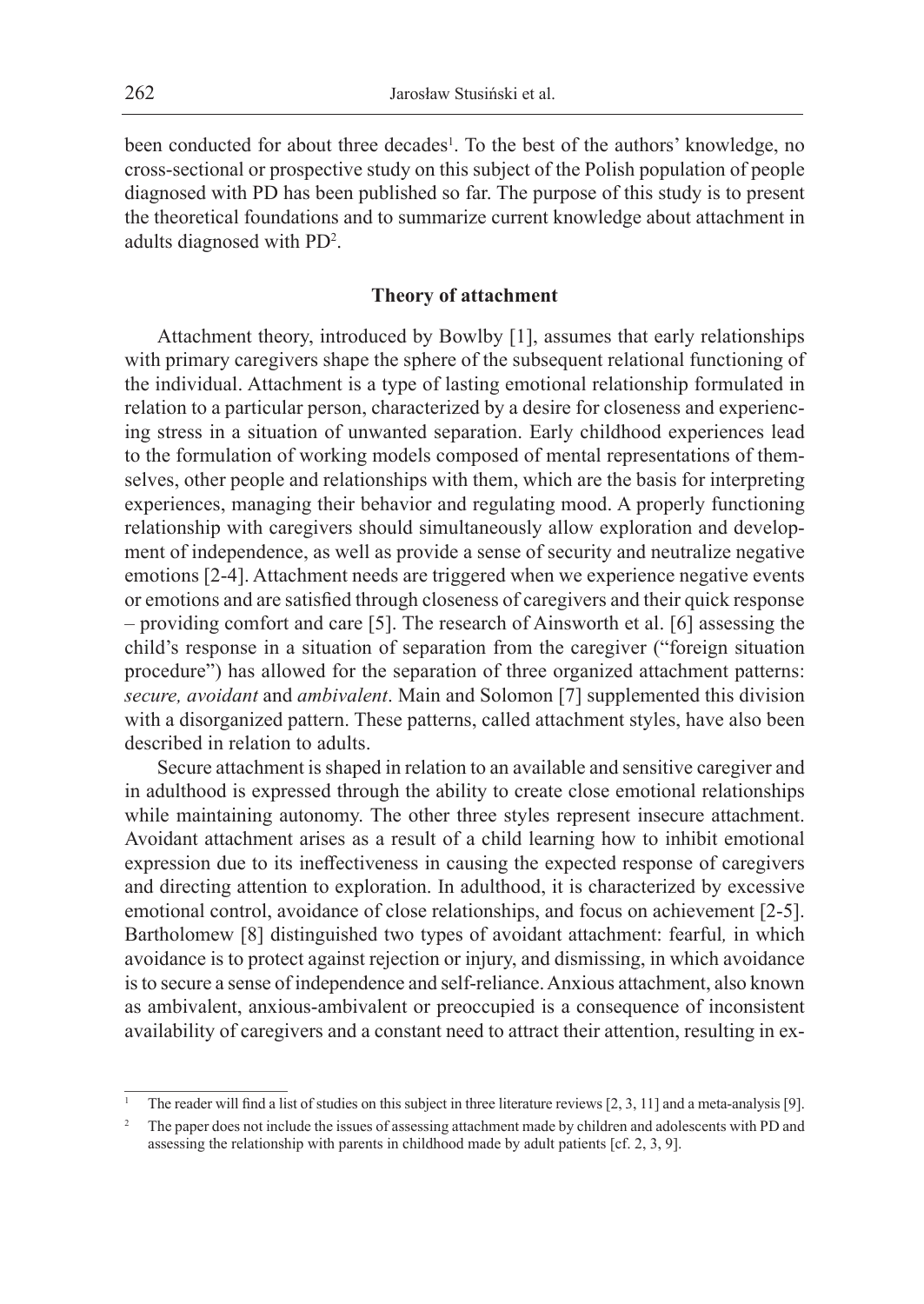been conducted for about three decades[1]. To the best of the authors' knowledge, no cross-sectional or prospective study on this subject of the Polish population of people diagnosed with PD has been published so far. The purpose of this study is to present the theoretical foundations and to summarize current knowledge about attachment in adults diagnosed with PD[2].

## Theory of attachment

Attachment theory, introduced by Bowlby [1], assumes that early relationships with primary caregivers shape the sphere of the subsequent relational functioning of the individual. Attachment is a type of lasting emotional relationship formulated in relation to a particular person, characterized by a desire for closeness and experiencing stress in a situation of unwanted separation. Early childhood experiences lead to the formulation of working models composed of mental representations of themselves, other people and relationships with them, which are the basis for interpreting experiences, managing their behavior and regulating mood. A properly functioning relationship with caregivers should simultaneously allow exploration and development of independence, as well as provide a sense of security and neutralize negative emotions [2-4]. Attachment needs are triggered when we experience negative events or emotions and are satisfied through closeness of caregivers and their quick response – providing comfort and care [5]. The research of Ainsworth et al. [6] assessing the child's response in a situation of separation from the caregiver ("foreign situation procedure") has allowed for the separation of three organized attachment patterns: *secure, avoidant* and *ambivalent*. Main and Solomon [7] supplemented this division with a disorganized pattern. These patterns, called attachment styles, have also been described in relation to adults.

Secure attachment is shaped in relation to an available and sensitive caregiver and in adulthood is expressed through the ability to create close emotional relationships while maintaining autonomy. The other three styles represent insecure attachment. Avoidant attachment arises as a result of a child learning how to inhibit emotional expression due to its ineffectiveness in causing the expected response of caregivers and directing attention to exploration. In adulthood, it is characterized by excessive emotional control, avoidance of close relationships, and focus on achievement [2-5]. Bartholomew [8] distinguished two types of avoidant attachment: fearful, in which avoidance is to protect against rejection or injury, and dismissing, in which avoidance is to secure a sense of independence and self-reliance. Anxious attachment, also known as ambivalent, anxious-ambivalent or preoccupied is a consequence of inconsistent availability of caregivers and a constant need to attract their attention, resulting in ex-

---

[1] The reader will find a list of studies on this subject in three literature reviews [2, 3, 11] and a meta-analysis [9].

[2] The paper does not include the issues of assessing attachment made by children and adolescents with PD and assessing the relationship with parents in childhood made by adult patients [cf. 2, 3, 9].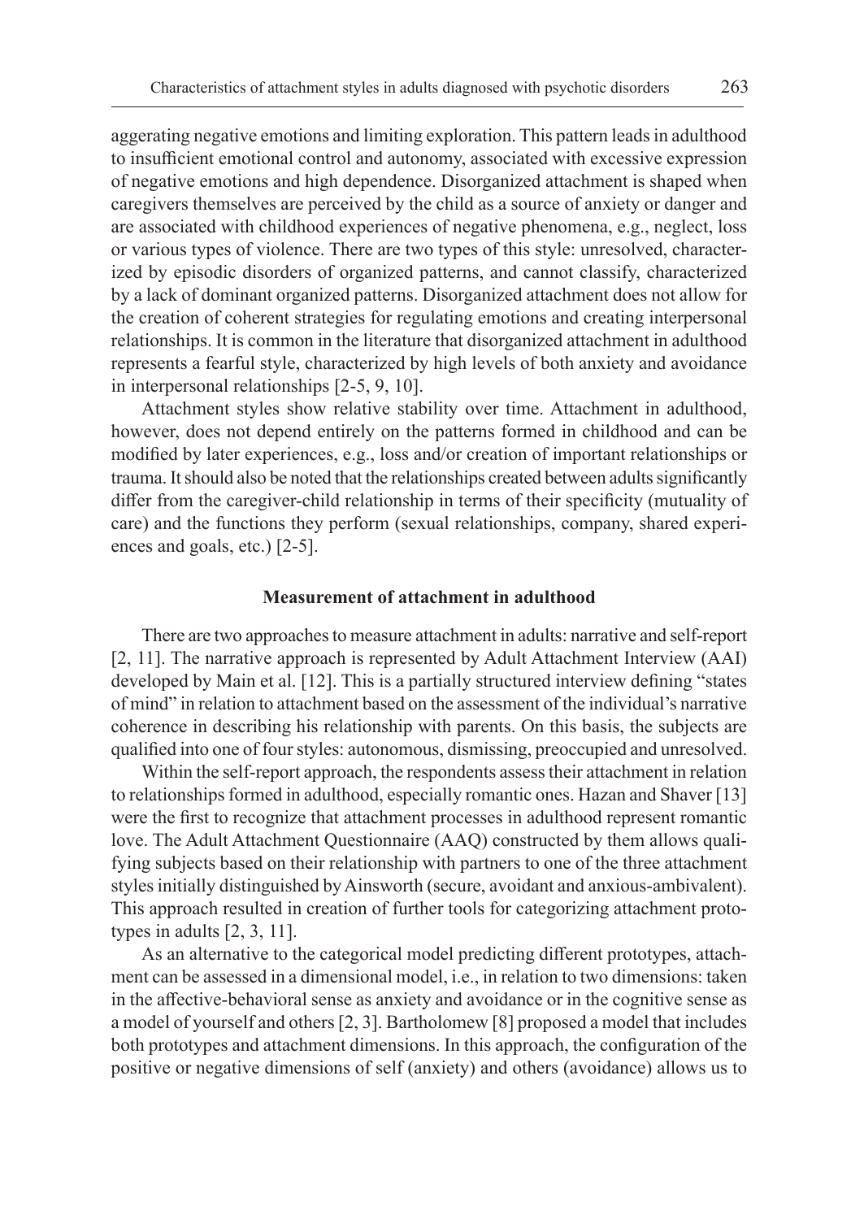aggerating negative emotions and limiting exploration. This pattern leads in adulthood to insufficient emotional control and autonomy, associated with excessive expression of negative emotions and high dependence. Disorganized attachment is shaped when caregivers themselves are perceived by the child as a source of anxiety or danger and are associated with childhood experiences of negative phenomena, e.g., neglect, loss or various types of violence. There are two types of this style: unresolved, characterized by episodic disorders of organized patterns, and cannot classify, characterized by a lack of dominant organized patterns. Disorganized attachment does not allow for the creation of coherent strategies for regulating emotions and creating interpersonal relationships. It is common in the literature that disorganized attachment in adulthood represents a fearful style, characterized by high levels of both anxiety and avoidance in interpersonal relationships [2-5, 9, 10].

Attachment styles show relative stability over time. Attachment in adulthood, however, does not depend entirely on the patterns formed in childhood and can be modified by later experiences, e.g., loss and/or creation of important relationships or trauma. It should also be noted that the relationships created between adults significantly differ from the caregiver-child relationship in terms of their specificity (mutuality of care) and the functions they perform (sexual relationships, company, shared experiences and goals, etc.) [2-5].

## Measurement of attachment in adulthood

There are two approaches to measure attachment in adults: narrative and self-report [2, 11]. The narrative approach is represented by Adult Attachment Interview (AAI) developed by Main et al. [12]. This is a partially structured interview defining "states of mind" in relation to attachment based on the assessment of the individual's narrative coherence in describing his relationship with parents. On this basis, the subjects are qualified into one of four styles: autonomous, dismissing, preoccupied and unresolved.

Within the self-report approach, the respondents assess their attachment in relation to relationships formed in adulthood, especially romantic ones. Hazan and Shaver [13] were the first to recognize that attachment processes in adulthood represent romantic love. The Adult Attachment Questionnaire (AAQ) constructed by them allows qualifying subjects based on their relationship with partners to one of the three attachment styles initially distinguished by Ainsworth (secure, avoidant and anxious-ambivalent). This approach resulted in creation of further tools for categorizing attachment prototypes in adults [2, 3, 11].

As an alternative to the categorical model predicting different prototypes, attachment can be assessed in a dimensional model, i.e., in relation to two dimensions: taken in the affective-behavioral sense as anxiety and avoidance or in the cognitive sense as a model of yourself and others [2, 3]. Bartholomew [8] proposed a model that includes both prototypes and attachment dimensions. In this approach, the configuration of the positive or negative dimensions of self (anxiety) and others (avoidance) allows us to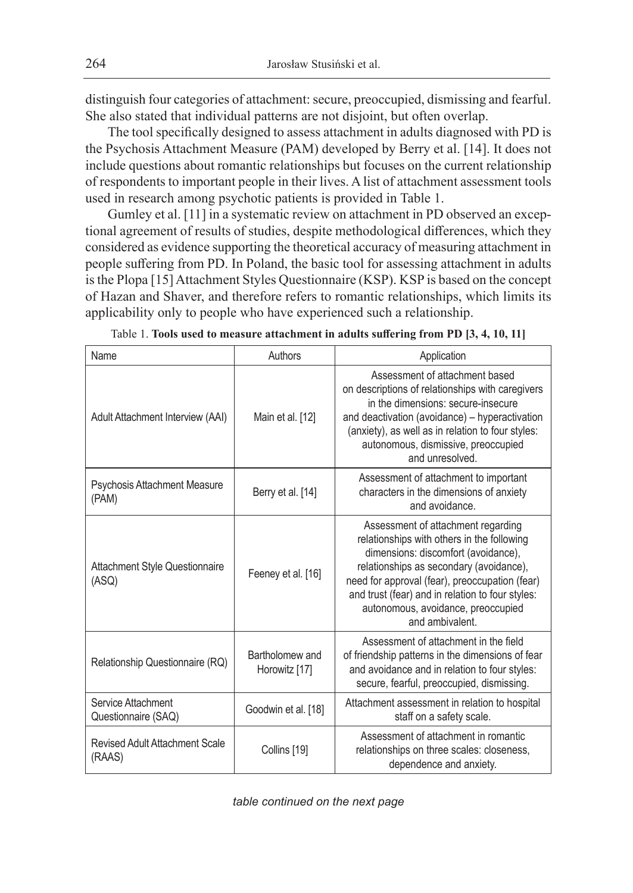distinguish four categories of attachment: secure, preoccupied, dismissing and fearful. She also stated that individual patterns are not disjoint, but often overlap.

The tool specifically designed to assess attachment in adults diagnosed with PD is the Psychosis Attachment Measure (PAM) developed by Berry et al. [14]. It does not include questions about romantic relationships but focuses on the current relationship of respondents to important people in their lives. A list of attachment assessment tools used in research among psychotic patients is provided in Table 1.

Gumley et al. [11] in a systematic review on attachment in PD observed an exceptional agreement of results of studies, despite methodological differences, which they considered as evidence supporting the theoretical accuracy of measuring attachment in people suffering from PD. In Poland, the basic tool for assessing attachment in adults is the Plopa [15] Attachment Styles Questionnaire (KSP). KSP is based on the concept of Hazan and Shaver, and therefore refers to romantic relationships, which limits its applicability only to people who have experienced such a relationship.

Table 1. **Tools used to measure attachment in adults suffering from PD [3, 4, 10, 11]**

| Name | Authors | Application |
|---|---|---|
| Adult Attachment Interview (AAI) | Main et al. [12] | Assessment of attachment based on descriptions of relationships with caregivers in the dimensions: secure-insecure and deactivation (avoidance) – hyperactivation (anxiety), as well as in relation to four styles: autonomous, dismissive, preoccupied and unresolved. |
| Psychosis Attachment Measure (PAM) | Berry et al. [14] | Assessment of attachment to important characters in the dimensions of anxiety and avoidance. |
| Attachment Style Questionnaire (ASQ) | Feeney et al. [16] | Assessment of attachment regarding relationships with others in the following dimensions: discomfort (avoidance), relationships as secondary (avoidance), need for approval (fear), preoccupation (fear) and trust (fear) and in relation to four styles: autonomous, avoidance, preoccupied and ambivalent. |
| Relationship Questionnaire (RQ) | Bartholomew and Horowitz [17] | Assessment of attachment in the field of friendship patterns in the dimensions of fear and avoidance and in relation to four styles: secure, fearful, preoccupied, dismissing. |
| Service Attachment Questionnaire (SAQ) | Goodwin et al. [18] | Attachment assessment in relation to hospital staff on a safety scale. |
| Revised Adult Attachment Scale (RAAS) | Collins [19] | Assessment of attachment in romantic relationships on three scales: closeness, dependence and anxiety. |

*table continued on the next page*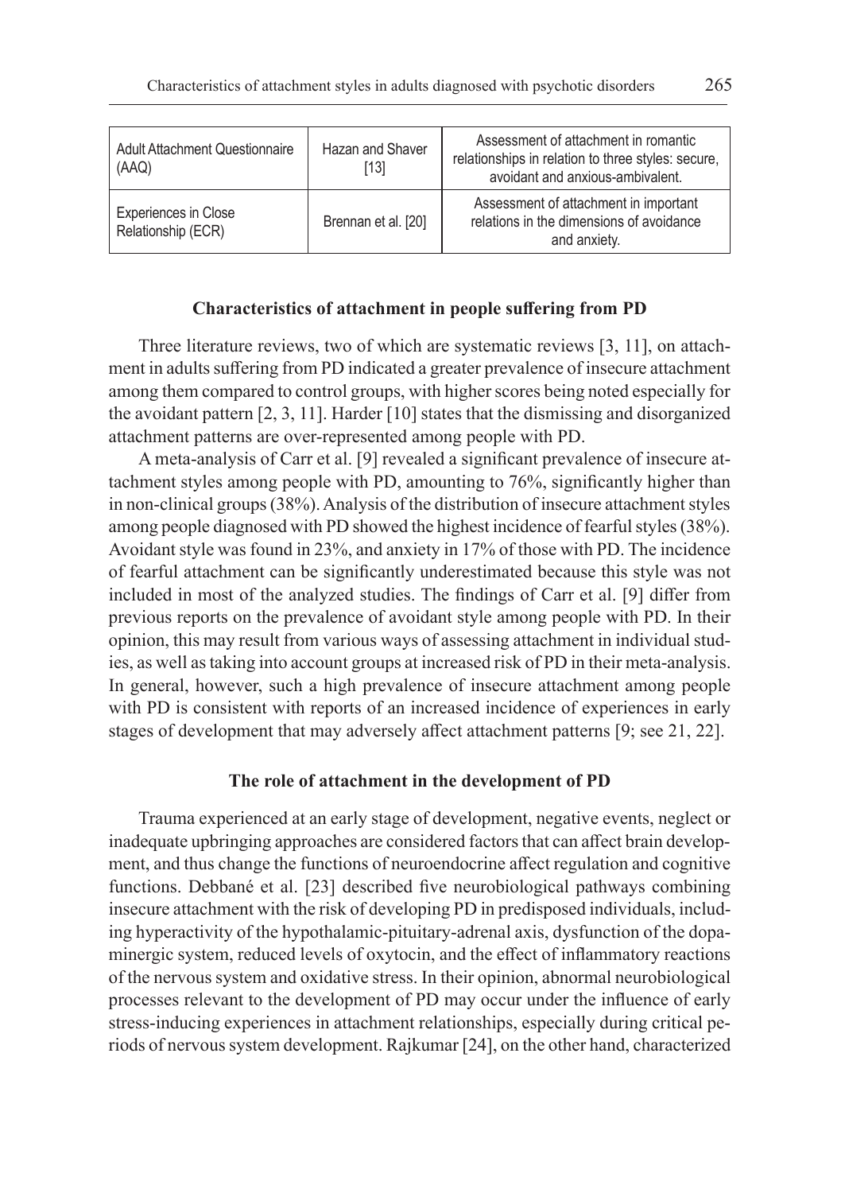| Adult Attachment Questionnaire (AAQ) | Hazan and Shaver [13] | Assessment of attachment in romantic relationships in relation to three styles: secure, avoidant and anxious-ambivalent. |
|---|---|---|
| Experiences in Close Relationship (ECR) | Brennan et al. [20] | Assessment of attachment in important relations in the dimensions of avoidance and anxiety. |

### Characteristics of attachment in people suffering from PD

Three literature reviews, two of which are systematic reviews [3, 11], on attachment in adults suffering from PD indicated a greater prevalence of insecure attachment among them compared to control groups, with higher scores being noted especially for the avoidant pattern [2, 3, 11]. Harder [10] states that the dismissing and disorganized attachment patterns are over-represented among people with PD.

A meta-analysis of Carr et al. [9] revealed a significant prevalence of insecure attachment styles among people with PD, amounting to 76%, significantly higher than in non-clinical groups (38%). Analysis of the distribution of insecure attachment styles among people diagnosed with PD showed the highest incidence of fearful styles (38%). Avoidant style was found in 23%, and anxiety in 17% of those with PD. The incidence of fearful attachment can be significantly underestimated because this style was not included in most of the analyzed studies. The findings of Carr et al. [9] differ from previous reports on the prevalence of avoidant style among people with PD. In their opinion, this may result from various ways of assessing attachment in individual studies, as well as taking into account groups at increased risk of PD in their meta-analysis. In general, however, such a high prevalence of insecure attachment among people with PD is consistent with reports of an increased incidence of experiences in early stages of development that may adversely affect attachment patterns [9; see 21, 22].

### The role of attachment in the development of PD

Trauma experienced at an early stage of development, negative events, neglect or inadequate upbringing approaches are considered factors that can affect brain development, and thus change the functions of neuroendocrine affect regulation and cognitive functions. Debbané et al. [23] described five neurobiological pathways combining insecure attachment with the risk of developing PD in predisposed individuals, including hyperactivity of the hypothalamic-pituitary-adrenal axis, dysfunction of the dopaminergic system, reduced levels of oxytocin, and the effect of inflammatory reactions of the nervous system and oxidative stress. In their opinion, abnormal neurobiological processes relevant to the development of PD may occur under the influence of early stress-inducing experiences in attachment relationships, especially during critical periods of nervous system development. Rajkumar [24], on the other hand, characterized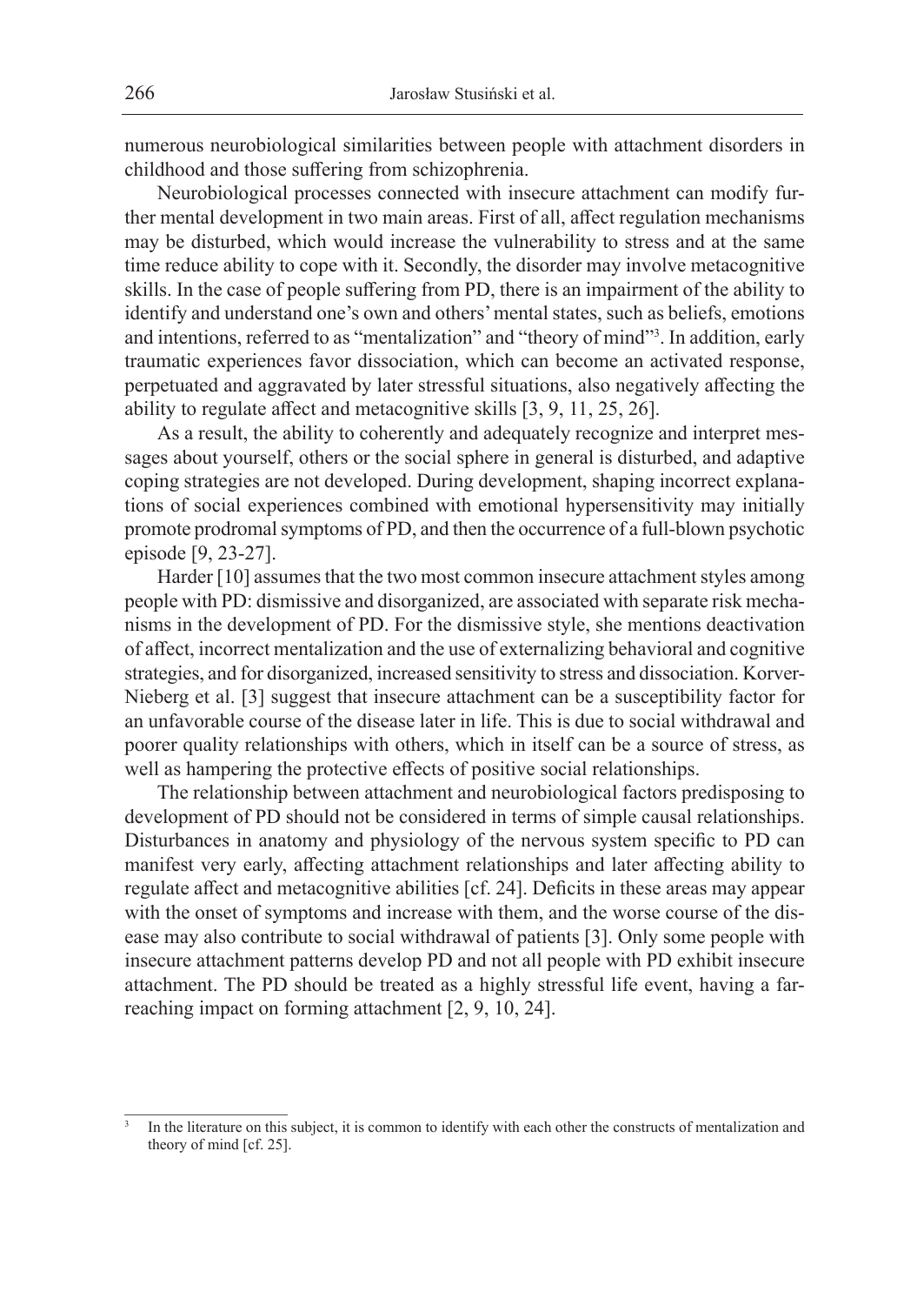numerous neurobiological similarities between people with attachment disorders in childhood and those suffering from schizophrenia.

Neurobiological processes connected with insecure attachment can modify further mental development in two main areas. First of all, affect regulation mechanisms may be disturbed, which would increase the vulnerability to stress and at the same time reduce ability to cope with it. Secondly, the disorder may involve metacognitive skills. In the case of people suffering from PD, there is an impairment of the ability to identify and understand one's own and others' mental states, such as beliefs, emotions and intentions, referred to as "mentalization" and "theory of mind"[3]. In addition, early traumatic experiences favor dissociation, which can become an activated response, perpetuated and aggravated by later stressful situations, also negatively affecting the ability to regulate affect and metacognitive skills [3, 9, 11, 25, 26].

As a result, the ability to coherently and adequately recognize and interpret messages about yourself, others or the social sphere in general is disturbed, and adaptive coping strategies are not developed. During development, shaping incorrect explanations of social experiences combined with emotional hypersensitivity may initially promote prodromal symptoms of PD, and then the occurrence of a full-blown psychotic episode [9, 23-27].

Harder [10] assumes that the two most common insecure attachment styles among people with PD: dismissive and disorganized, are associated with separate risk mechanisms in the development of PD. For the dismissive style, she mentions deactivation of affect, incorrect mentalization and the use of externalizing behavioral and cognitive strategies, and for disorganized, increased sensitivity to stress and dissociation. Korver-Nieberg et al. [3] suggest that insecure attachment can be a susceptibility factor for an unfavorable course of the disease later in life. This is due to social withdrawal and poorer quality relationships with others, which in itself can be a source of stress, as well as hampering the protective effects of positive social relationships.

The relationship between attachment and neurobiological factors predisposing to development of PD should not be considered in terms of simple causal relationships. Disturbances in anatomy and physiology of the nervous system specific to PD can manifest very early, affecting attachment relationships and later affecting ability to regulate affect and metacognitive abilities [cf. 24]. Deficits in these areas may appear with the onset of symptoms and increase with them, and the worse course of the disease may also contribute to social withdrawal of patients [3]. Only some people with insecure attachment patterns develop PD and not all people with PD exhibit insecure attachment. The PD should be treated as a highly stressful life event, having a far-reaching impact on forming attachment [2, 9, 10, 24].

---

[3] In the literature on this subject, it is common to identify with each other the constructs of mentalization and theory of mind [cf. 25].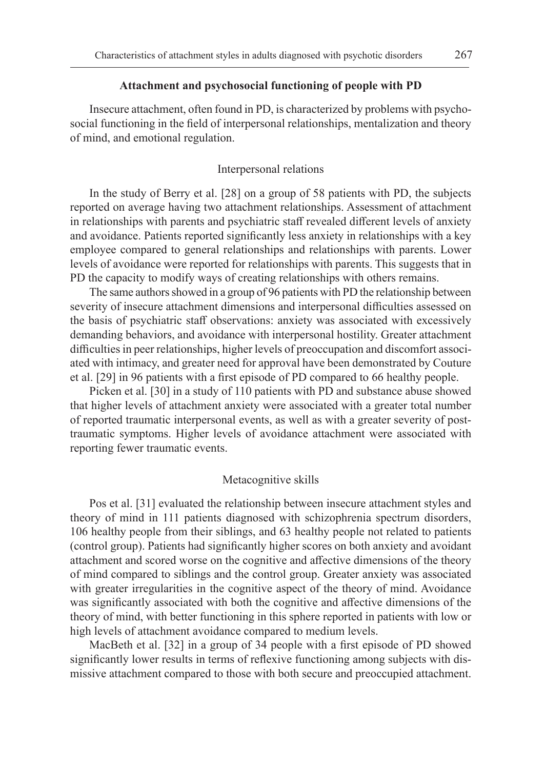## Attachment and psychosocial functioning of people with PD

Insecure attachment, often found in PD, is characterized by problems with psychosocial functioning in the field of interpersonal relationships, mentalization and theory of mind, and emotional regulation.

### Interpersonal relations

In the study of Berry et al. [28] on a group of 58 patients with PD, the subjects reported on average having two attachment relationships. Assessment of attachment in relationships with parents and psychiatric staff revealed different levels of anxiety and avoidance. Patients reported significantly less anxiety in relationships with a key employee compared to general relationships and relationships with parents. Lower levels of avoidance were reported for relationships with parents. This suggests that in PD the capacity to modify ways of creating relationships with others remains.

The same authors showed in a group of 96 patients with PD the relationship between severity of insecure attachment dimensions and interpersonal difficulties assessed on the basis of psychiatric staff observations: anxiety was associated with excessively demanding behaviors, and avoidance with interpersonal hostility. Greater attachment difficulties in peer relationships, higher levels of preoccupation and discomfort associated with intimacy, and greater need for approval have been demonstrated by Couture et al. [29] in 96 patients with a first episode of PD compared to 66 healthy people.

Picken et al. [30] in a study of 110 patients with PD and substance abuse showed that higher levels of attachment anxiety were associated with a greater total number of reported traumatic interpersonal events, as well as with a greater severity of post-traumatic symptoms. Higher levels of avoidance attachment were associated with reporting fewer traumatic events.

### Metacognitive skills

Pos et al. [31] evaluated the relationship between insecure attachment styles and theory of mind in 111 patients diagnosed with schizophrenia spectrum disorders, 106 healthy people from their siblings, and 63 healthy people not related to patients (control group). Patients had significantly higher scores on both anxiety and avoidant attachment and scored worse on the cognitive and affective dimensions of the theory of mind compared to siblings and the control group. Greater anxiety was associated with greater irregularities in the cognitive aspect of the theory of mind. Avoidance was significantly associated with both the cognitive and affective dimensions of the theory of mind, with better functioning in this sphere reported in patients with low or high levels of attachment avoidance compared to medium levels.

MacBeth et al. [32] in a group of 34 people with a first episode of PD showed significantly lower results in terms of reflexive functioning among subjects with dismissive attachment compared to those with both secure and preoccupied attachment.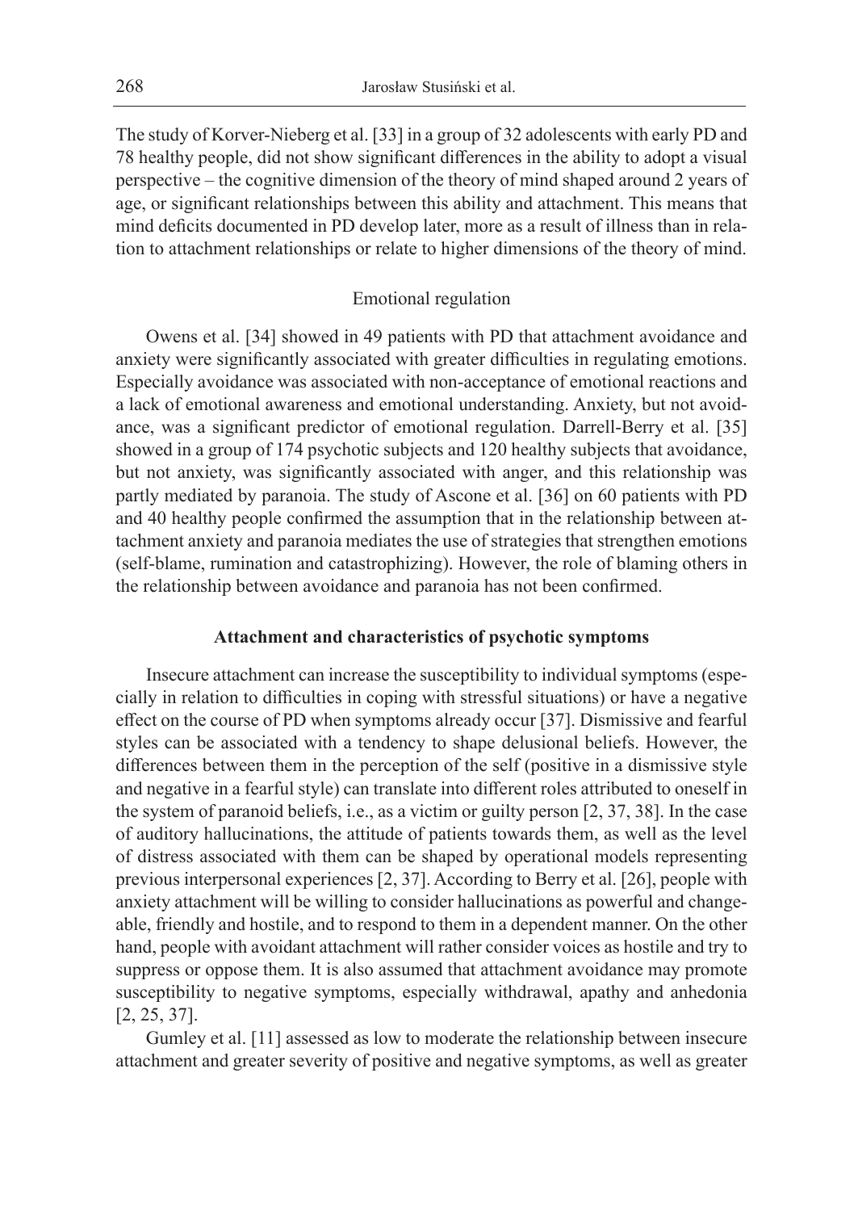The study of Korver-Nieberg et al. [33] in a group of 32 adolescents with early PD and 78 healthy people, did not show significant differences in the ability to adopt a visual perspective – the cognitive dimension of the theory of mind shaped around 2 years of age, or significant relationships between this ability and attachment. This means that mind deficits documented in PD develop later, more as a result of illness than in relation to attachment relationships or relate to higher dimensions of the theory of mind.

### Emotional regulation

Owens et al. [34] showed in 49 patients with PD that attachment avoidance and anxiety were significantly associated with greater difficulties in regulating emotions. Especially avoidance was associated with non-acceptance of emotional reactions and a lack of emotional awareness and emotional understanding. Anxiety, but not avoidance, was a significant predictor of emotional regulation. Darrell-Berry et al. [35] showed in a group of 174 psychotic subjects and 120 healthy subjects that avoidance, but not anxiety, was significantly associated with anger, and this relationship was partly mediated by paranoia. The study of Ascone et al. [36] on 60 patients with PD and 40 healthy people confirmed the assumption that in the relationship between attachment anxiety and paranoia mediates the use of strategies that strengthen emotions (self-blame, rumination and catastrophizing). However, the role of blaming others in the relationship between avoidance and paranoia has not been confirmed.

## Attachment and characteristics of psychotic symptoms

Insecure attachment can increase the susceptibility to individual symptoms (especially in relation to difficulties in coping with stressful situations) or have a negative effect on the course of PD when symptoms already occur [37]. Dismissive and fearful styles can be associated with a tendency to shape delusional beliefs. However, the differences between them in the perception of the self (positive in a dismissive style and negative in a fearful style) can translate into different roles attributed to oneself in the system of paranoid beliefs, i.e., as a victim or guilty person [2, 37, 38]. In the case of auditory hallucinations, the attitude of patients towards them, as well as the level of distress associated with them can be shaped by operational models representing previous interpersonal experiences [2, 37]. According to Berry et al. [26], people with anxiety attachment will be willing to consider hallucinations as powerful and changeable, friendly and hostile, and to respond to them in a dependent manner. On the other hand, people with avoidant attachment will rather consider voices as hostile and try to suppress or oppose them. It is also assumed that attachment avoidance may promote susceptibility to negative symptoms, especially withdrawal, apathy and anhedonia [2, 25, 37].

Gumley et al. [11] assessed as low to moderate the relationship between insecure attachment and greater severity of positive and negative symptoms, as well as greater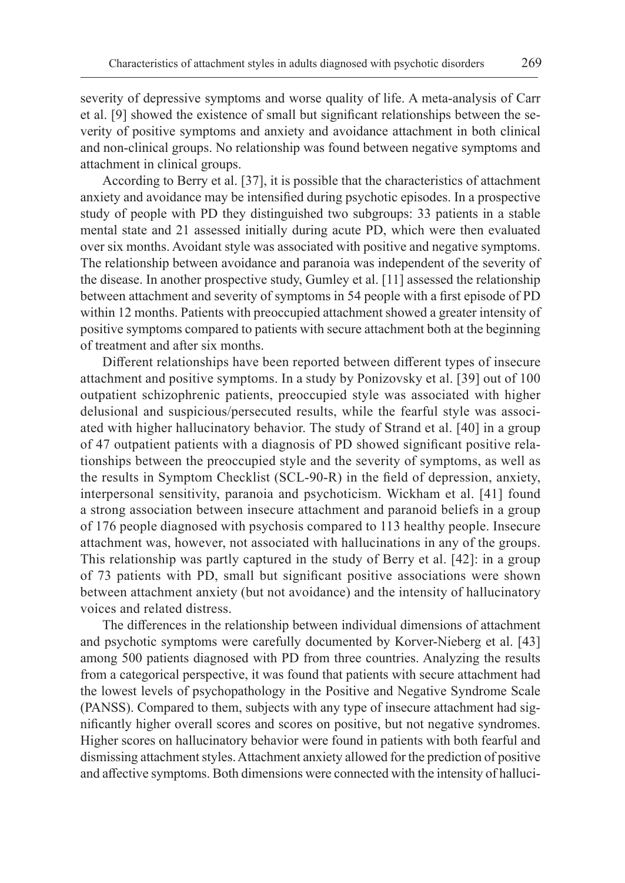severity of depressive symptoms and worse quality of life. A meta-analysis of Carr et al. [9] showed the existence of small but significant relationships between the severity of positive symptoms and anxiety and avoidance attachment in both clinical and non-clinical groups. No relationship was found between negative symptoms and attachment in clinical groups.

According to Berry et al. [37], it is possible that the characteristics of attachment anxiety and avoidance may be intensified during psychotic episodes. In a prospective study of people with PD they distinguished two subgroups: 33 patients in a stable mental state and 21 assessed initially during acute PD, which were then evaluated over six months. Avoidant style was associated with positive and negative symptoms. The relationship between avoidance and paranoia was independent of the severity of the disease. In another prospective study, Gumley et al. [11] assessed the relationship between attachment and severity of symptoms in 54 people with a first episode of PD within 12 months. Patients with preoccupied attachment showed a greater intensity of positive symptoms compared to patients with secure attachment both at the beginning of treatment and after six months.

Different relationships have been reported between different types of insecure attachment and positive symptoms. In a study by Ponizovsky et al. [39] out of 100 outpatient schizophrenic patients, preoccupied style was associated with higher delusional and suspicious/persecuted results, while the fearful style was associated with higher hallucinatory behavior. The study of Strand et al. [40] in a group of 47 outpatient patients with a diagnosis of PD showed significant positive relationships between the preoccupied style and the severity of symptoms, as well as the results in Symptom Checklist (SCL-90-R) in the field of depression, anxiety, interpersonal sensitivity, paranoia and psychoticism. Wickham et al. [41] found a strong association between insecure attachment and paranoid beliefs in a group of 176 people diagnosed with psychosis compared to 113 healthy people. Insecure attachment was, however, not associated with hallucinations in any of the groups. This relationship was partly captured in the study of Berry et al. [42]: in a group of 73 patients with PD, small but significant positive associations were shown between attachment anxiety (but not avoidance) and the intensity of hallucinatory voices and related distress.

The differences in the relationship between individual dimensions of attachment and psychotic symptoms were carefully documented by Korver-Nieberg et al. [43] among 500 patients diagnosed with PD from three countries. Analyzing the results from a categorical perspective, it was found that patients with secure attachment had the lowest levels of psychopathology in the Positive and Negative Syndrome Scale (PANSS). Compared to them, subjects with any type of insecure attachment had significantly higher overall scores and scores on positive, but not negative syndromes. Higher scores on hallucinatory behavior were found in patients with both fearful and dismissing attachment styles. Attachment anxiety allowed for the prediction of positive and affective symptoms. Both dimensions were connected with the intensity of halluci-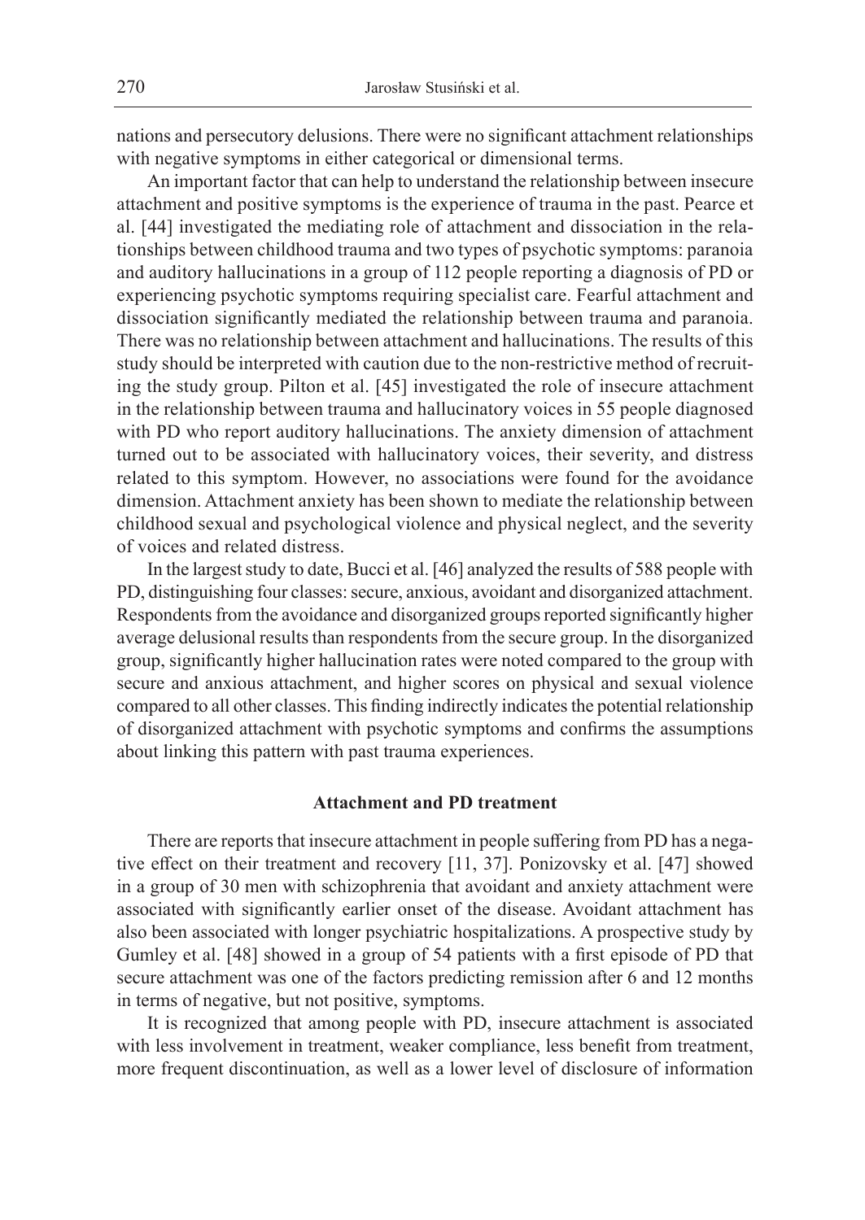nations and persecutory delusions. There were no significant attachment relationships with negative symptoms in either categorical or dimensional terms.

An important factor that can help to understand the relationship between insecure attachment and positive symptoms is the experience of trauma in the past. Pearce et al. [44] investigated the mediating role of attachment and dissociation in the relationships between childhood trauma and two types of psychotic symptoms: paranoia and auditory hallucinations in a group of 112 people reporting a diagnosis of PD or experiencing psychotic symptoms requiring specialist care. Fearful attachment and dissociation significantly mediated the relationship between trauma and paranoia. There was no relationship between attachment and hallucinations. The results of this study should be interpreted with caution due to the non-restrictive method of recruiting the study group. Pilton et al. [45] investigated the role of insecure attachment in the relationship between trauma and hallucinatory voices in 55 people diagnosed with PD who report auditory hallucinations. The anxiety dimension of attachment turned out to be associated with hallucinatory voices, their severity, and distress related to this symptom. However, no associations were found for the avoidance dimension. Attachment anxiety has been shown to mediate the relationship between childhood sexual and psychological violence and physical neglect, and the severity of voices and related distress.

In the largest study to date, Bucci et al. [46] analyzed the results of 588 people with PD, distinguishing four classes: secure, anxious, avoidant and disorganized attachment. Respondents from the avoidance and disorganized groups reported significantly higher average delusional results than respondents from the secure group. In the disorganized group, significantly higher hallucination rates were noted compared to the group with secure and anxious attachment, and higher scores on physical and sexual violence compared to all other classes. This finding indirectly indicates the potential relationship of disorganized attachment with psychotic symptoms and confirms the assumptions about linking this pattern with past trauma experiences.

## Attachment and PD treatment

There are reports that insecure attachment in people suffering from PD has a negative effect on their treatment and recovery [11, 37]. Ponizovsky et al. [47] showed in a group of 30 men with schizophrenia that avoidant and anxiety attachment were associated with significantly earlier onset of the disease. Avoidant attachment has also been associated with longer psychiatric hospitalizations. A prospective study by Gumley et al. [48] showed in a group of 54 patients with a first episode of PD that secure attachment was one of the factors predicting remission after 6 and 12 months in terms of negative, but not positive, symptoms.

It is recognized that among people with PD, insecure attachment is associated with less involvement in treatment, weaker compliance, less benefit from treatment, more frequent discontinuation, as well as a lower level of disclosure of information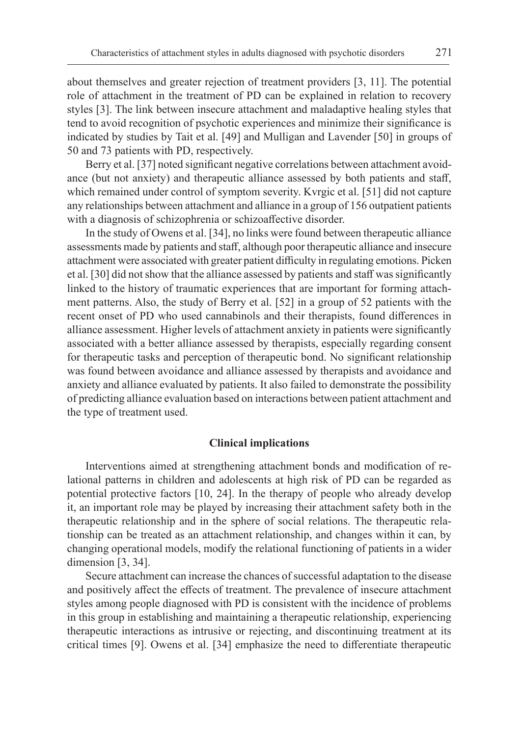about themselves and greater rejection of treatment providers [3, 11]. The potential role of attachment in the treatment of PD can be explained in relation to recovery styles [3]. The link between insecure attachment and maladaptive healing styles that tend to avoid recognition of psychotic experiences and minimize their significance is indicated by studies by Tait et al. [49] and Mulligan and Lavender [50] in groups of 50 and 73 patients with PD, respectively.

Berry et al. [37] noted significant negative correlations between attachment avoidance (but not anxiety) and therapeutic alliance assessed by both patients and staff, which remained under control of symptom severity. Kvrgic et al. [51] did not capture any relationships between attachment and alliance in a group of 156 outpatient patients with a diagnosis of schizophrenia or schizoaffective disorder.

In the study of Owens et al. [34], no links were found between therapeutic alliance assessments made by patients and staff, although poor therapeutic alliance and insecure attachment were associated with greater patient difficulty in regulating emotions. Picken et al. [30] did not show that the alliance assessed by patients and staff was significantly linked to the history of traumatic experiences that are important for forming attachment patterns. Also, the study of Berry et al. [52] in a group of 52 patients with the recent onset of PD who used cannabinols and their therapists, found differences in alliance assessment. Higher levels of attachment anxiety in patients were significantly associated with a better alliance assessed by therapists, especially regarding consent for therapeutic tasks and perception of therapeutic bond. No significant relationship was found between avoidance and alliance assessed by therapists and avoidance and anxiety and alliance evaluated by patients. It also failed to demonstrate the possibility of predicting alliance evaluation based on interactions between patient attachment and the type of treatment used.

## Clinical implications

Interventions aimed at strengthening attachment bonds and modification of relational patterns in children and adolescents at high risk of PD can be regarded as potential protective factors [10, 24]. In the therapy of people who already develop it, an important role may be played by increasing their attachment safety both in the therapeutic relationship and in the sphere of social relations. The therapeutic relationship can be treated as an attachment relationship, and changes within it can, by changing operational models, modify the relational functioning of patients in a wider dimension [3, 34].

Secure attachment can increase the chances of successful adaptation to the disease and positively affect the effects of treatment. The prevalence of insecure attachment styles among people diagnosed with PD is consistent with the incidence of problems in this group in establishing and maintaining a therapeutic relationship, experiencing therapeutic interactions as intrusive or rejecting, and discontinuing treatment at its critical times [9]. Owens et al. [34] emphasize the need to differentiate therapeutic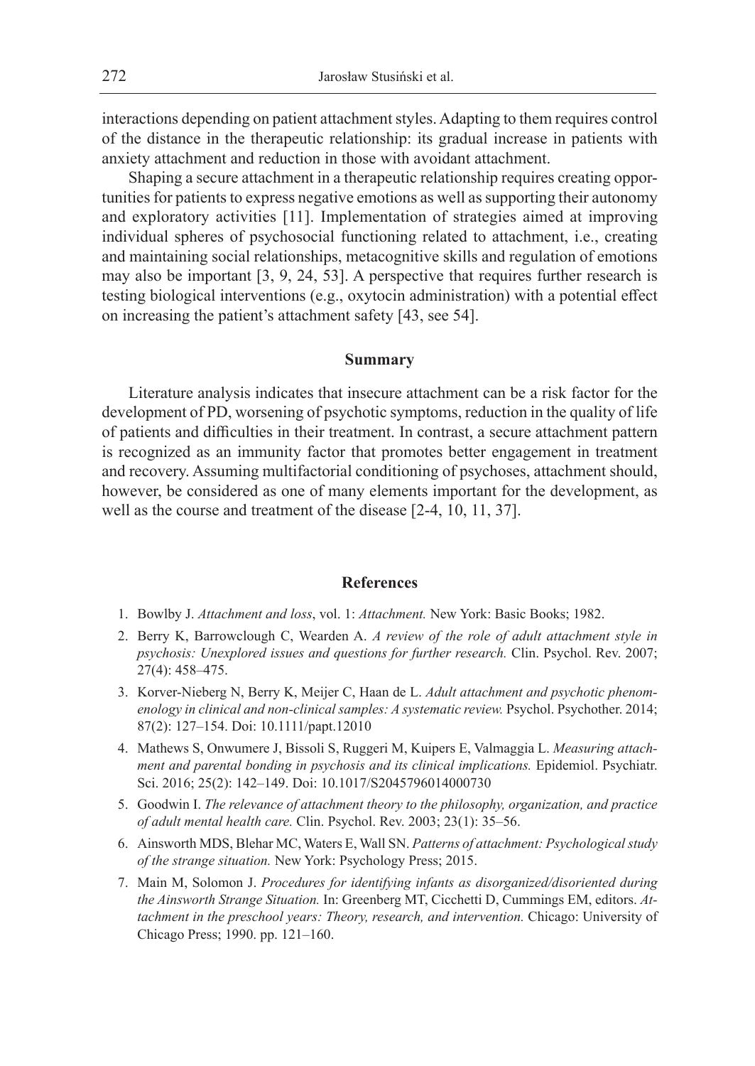interactions depending on patient attachment styles. Adapting to them requires control of the distance in the therapeutic relationship: its gradual increase in patients with anxiety attachment and reduction in those with avoidant attachment.

Shaping a secure attachment in a therapeutic relationship requires creating opportunities for patients to express negative emotions as well as supporting their autonomy and exploratory activities [11]. Implementation of strategies aimed at improving individual spheres of psychosocial functioning related to attachment, i.e., creating and maintaining social relationships, metacognitive skills and regulation of emotions may also be important [3, 9, 24, 53]. A perspective that requires further research is testing biological interventions (e.g., oxytocin administration) with a potential effect on increasing the patient's attachment safety [43, see 54].

## Summary

Literature analysis indicates that insecure attachment can be a risk factor for the development of PD, worsening of psychotic symptoms, reduction in the quality of life of patients and difficulties in their treatment. In contrast, a secure attachment pattern is recognized as an immunity factor that promotes better engagement in treatment and recovery. Assuming multifactorial conditioning of psychoses, attachment should, however, be considered as one of many elements important for the development, as well as the course and treatment of the disease [2-4, 10, 11, 37].

## References

1. Bowlby J. *Attachment and loss*, vol. 1: *Attachment.* New York: Basic Books; 1982.
2. Berry K, Barrowclough C, Wearden A. *A review of the role of adult attachment style in psychosis: Unexplored issues and questions for further research.* Clin. Psychol. Rev. 2007; 27(4): 458–475.
3. Korver-Nieberg N, Berry K, Meijer C, Haan de L. *Adult attachment and psychotic phenomenology in clinical and non-clinical samples: A systematic review.* Psychol. Psychother. 2014; 87(2): 127–154. Doi: 10.1111/papt.12010
4. Mathews S, Onwumere J, Bissoli S, Ruggeri M, Kuipers E, Valmaggia L. *Measuring attachment and parental bonding in psychosis and its clinical implications.* Epidemiol. Psychiatr. Sci. 2016; 25(2): 142–149. Doi: 10.1017/S2045796014000730
5. Goodwin I. *The relevance of attachment theory to the philosophy, organization, and practice of adult mental health care.* Clin. Psychol. Rev. 2003; 23(1): 35–56.
6. Ainsworth MDS, Blehar MC, Waters E, Wall SN. *Patterns of attachment: Psychological study of the strange situation.* New York: Psychology Press; 2015.
7. Main M, Solomon J. *Procedures for identifying infants as disorganized/disoriented during the Ainsworth Strange Situation.* In: Greenberg MT, Cicchetti D, Cummings EM, editors. *Attachment in the preschool years: Theory, research, and intervention.* Chicago: University of Chicago Press; 1990. pp. 121–160.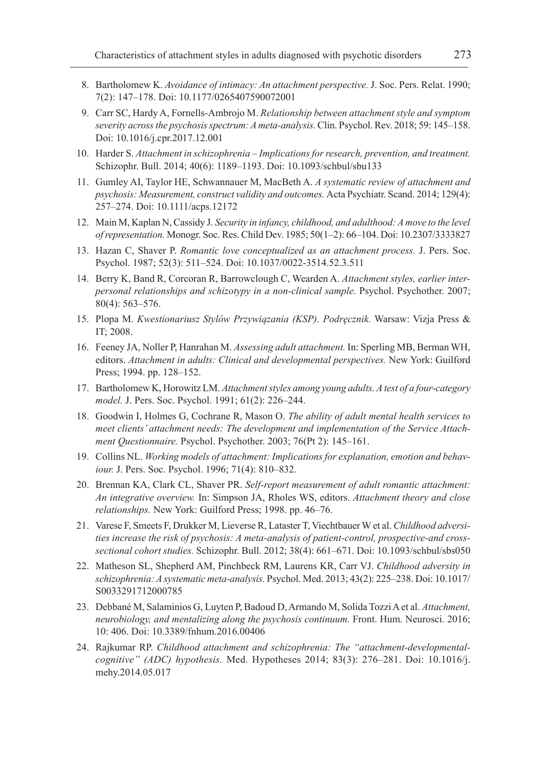8. Bartholomew K. *Avoidance of intimacy: An attachment perspective.* J. Soc. Pers. Relat. 1990; 7(2): 147–178. Doi: 10.1177/0265407590072001
9. Carr SC, Hardy A, Fornells-Ambrojo M. *Relationship between attachment style and symptom severity across the psychosis spectrum: A meta-analysis.* Clin. Psychol. Rev. 2018; 59: 145–158. Doi: 10.1016/j.cpr.2017.12.001
10. Harder S. *Attachment in schizophrenia – Implications for research, prevention, and treatment.* Schizophr. Bull. 2014; 40(6): 1189–1193. Doi: 10.1093/schbul/sbu133
11. Gumley AI, Taylor HE, Schwannauer M, MacBeth A. *A systematic review of attachment and psychosis: Measurement, construct validity and outcomes.* Acta Psychiatr. Scand. 2014; 129(4): 257–274. Doi: 10.1111/acps.12172
12. Main M, Kaplan N, Cassidy J. *Security in infancy, childhood, and adulthood: A move to the level of representation.* Monogr. Soc. Res. Child Dev. 1985; 50(1–2): 66–104. Doi: 10.2307/3333827
13. Hazan C, Shaver P. *Romantic love conceptualized as an attachment process.* J. Pers. Soc. Psychol. 1987; 52(3): 511–524. Doi: 10.1037/0022-3514.52.3.511
14. Berry K, Band R, Corcoran R, Barrowclough C, Wearden A. *Attachment styles, earlier interpersonal relationships and schizotypy in a non-clinical sample.* Psychol. Psychother. 2007; 80(4): 563–576.
15. Plopa M. *Kwestionariusz Stylów Przywiązania (KSP). Podręcznik.* Warsaw: Vizja Press & IT; 2008.
16. Feeney JA, Noller P, Hanrahan M. *Assessing adult attachment.* In: Sperling MB, Berman WH, editors. *Attachment in adults: Clinical and developmental perspectives.* New York: Guilford Press; 1994. pp. 128–152.
17. Bartholomew K, Horowitz LM. *Attachment styles among young adults. A test of a four-category model.* J. Pers. Soc. Psychol. 1991; 61(2): 226–244.
18. Goodwin I, Holmes G, Cochrane R, Mason O. *The ability of adult mental health services to meet clients' attachment needs: The development and implementation of the Service Attachment Questionnaire.* Psychol. Psychother. 2003; 76(Pt 2): 145–161.
19. Collins NL. *Working models of attachment: Implications for explanation, emotion and behaviour.* J. Pers. Soc. Psychol. 1996; 71(4): 810–832.
20. Brennan KA, Clark CL, Shaver PR. *Self-report measurement of adult romantic attachment: An integrative overview.* In: Simpson JA, Rholes WS, editors. *Attachment theory and close relationships.* New York: Guilford Press; 1998. pp. 46–76.
21. Varese F, Smeets F, Drukker M, Lieverse R, Lataster T, Viechtbauer W et al. *Childhood adversities increase the risk of psychosis: A meta-analysis of patient-control, prospective-and cross-sectional cohort studies.* Schizophr. Bull. 2012; 38(4): 661–671. Doi: 10.1093/schbul/sbs050
22. Matheson SL, Shepherd AM, Pinchbeck RM, Laurens KR, Carr VJ. *Childhood adversity in schizophrenia: A systematic meta-analysis.* Psychol. Med. 2013; 43(2): 225–238. Doi: 10.1017/S0033291712000785
23. Debbané M, Salaminios G, Luyten P, Badoud D, Armando M, Solida Tozzi A et al. *Attachment, neurobiology, and mentalizing along the psychosis continuum.* Front. Hum. Neurosci. 2016; 10: 406. Doi: 10.3389/fnhum.2016.00406
24. Rajkumar RP. *Childhood attachment and schizophrenia: The "attachment-developmental-cognitive" (ADC) hypothesis.* Med. Hypotheses 2014; 83(3): 276–281. Doi: 10.1016/j.mehy.2014.05.017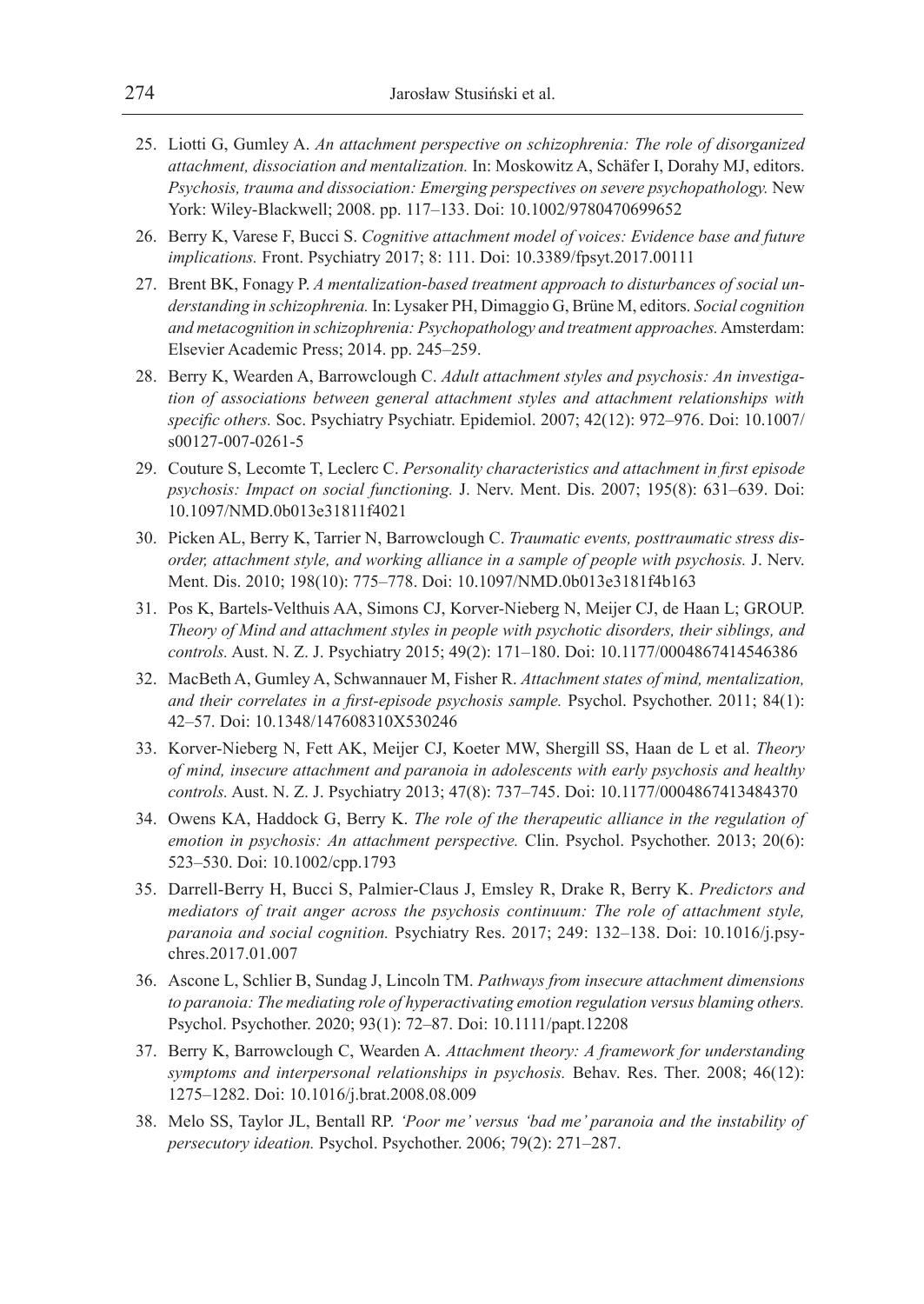25. Liotti G, Gumley A. *An attachment perspective on schizophrenia: The role of disorganized attachment, dissociation and mentalization.* In: Moskowitz A, Schäfer I, Dorahy MJ, editors. *Psychosis, trauma and dissociation: Emerging perspectives on severe psychopathology.* New York: Wiley-Blackwell; 2008. pp. 117–133. Doi: 10.1002/9780470699652

26. Berry K, Varese F, Bucci S. *Cognitive attachment model of voices: Evidence base and future implications.* Front. Psychiatry 2017; 8: 111. Doi: 10.3389/fpsyt.2017.00111

27. Brent BK, Fonagy P. *A mentalization-based treatment approach to disturbances of social understanding in schizophrenia.* In: Lysaker PH, Dimaggio G, Brüne M, editors. *Social cognition and metacognition in schizophrenia: Psychopathology and treatment approaches.* Amsterdam: Elsevier Academic Press; 2014. pp. 245–259.

28. Berry K, Wearden A, Barrowclough C. *Adult attachment styles and psychosis: An investigation of associations between general attachment styles and attachment relationships with specific others.* Soc. Psychiatry Psychiatr. Epidemiol. 2007; 42(12): 972–976. Doi: 10.1007/s00127-007-0261-5

29. Couture S, Lecomte T, Leclerc C. *Personality characteristics and attachment in first episode psychosis: Impact on social functioning.* J. Nerv. Ment. Dis. 2007; 195(8): 631–639. Doi: 10.1097/NMD.0b013e31811f4021

30. Picken AL, Berry K, Tarrier N, Barrowclough C. *Traumatic events, posttraumatic stress disorder, attachment style, and working alliance in a sample of people with psychosis.* J. Nerv. Ment. Dis. 2010; 198(10): 775–778. Doi: 10.1097/NMD.0b013e3181f4b163

31. Pos K, Bartels-Velthuis AA, Simons CJ, Korver-Nieberg N, Meijer CJ, de Haan L; GROUP. *Theory of Mind and attachment styles in people with psychotic disorders, their siblings, and controls.* Aust. N. Z. J. Psychiatry 2015; 49(2): 171–180. Doi: 10.1177/0004867414546386

32. MacBeth A, Gumley A, Schwannauer M, Fisher R. *Attachment states of mind, mentalization, and their correlates in a first-episode psychosis sample.* Psychol. Psychother. 2011; 84(1): 42–57. Doi: 10.1348/147608310X530246

33. Korver-Nieberg N, Fett AK, Meijer CJ, Koeter MW, Shergill SS, Haan de L et al. *Theory of mind, insecure attachment and paranoia in adolescents with early psychosis and healthy controls.* Aust. N. Z. J. Psychiatry 2013; 47(8): 737–745. Doi: 10.1177/0004867413484370

34. Owens KA, Haddock G, Berry K. *The role of the therapeutic alliance in the regulation of emotion in psychosis: An attachment perspective.* Clin. Psychol. Psychother. 2013; 20(6): 523–530. Doi: 10.1002/cpp.1793

35. Darrell-Berry H, Bucci S, Palmier-Claus J, Emsley R, Drake R, Berry K. *Predictors and mediators of trait anger across the psychosis continuum: The role of attachment style, paranoia and social cognition.* Psychiatry Res. 2017; 249: 132–138. Doi: 10.1016/j.psychres.2017.01.007

36. Ascone L, Schlier B, Sundag J, Lincoln TM. *Pathways from insecure attachment dimensions to paranoia: The mediating role of hyperactivating emotion regulation versus blaming others.* Psychol. Psychother. 2020; 93(1): 72–87. Doi: 10.1111/papt.12208

37. Berry K, Barrowclough C, Wearden A. *Attachment theory: A framework for understanding symptoms and interpersonal relationships in psychosis.* Behav. Res. Ther. 2008; 46(12): 1275–1282. Doi: 10.1016/j.brat.2008.08.009

38. Melo SS, Taylor JL, Bentall RP. *'Poor me' versus 'bad me' paranoia and the instability of persecutory ideation.* Psychol. Psychother. 2006; 79(2): 271–287.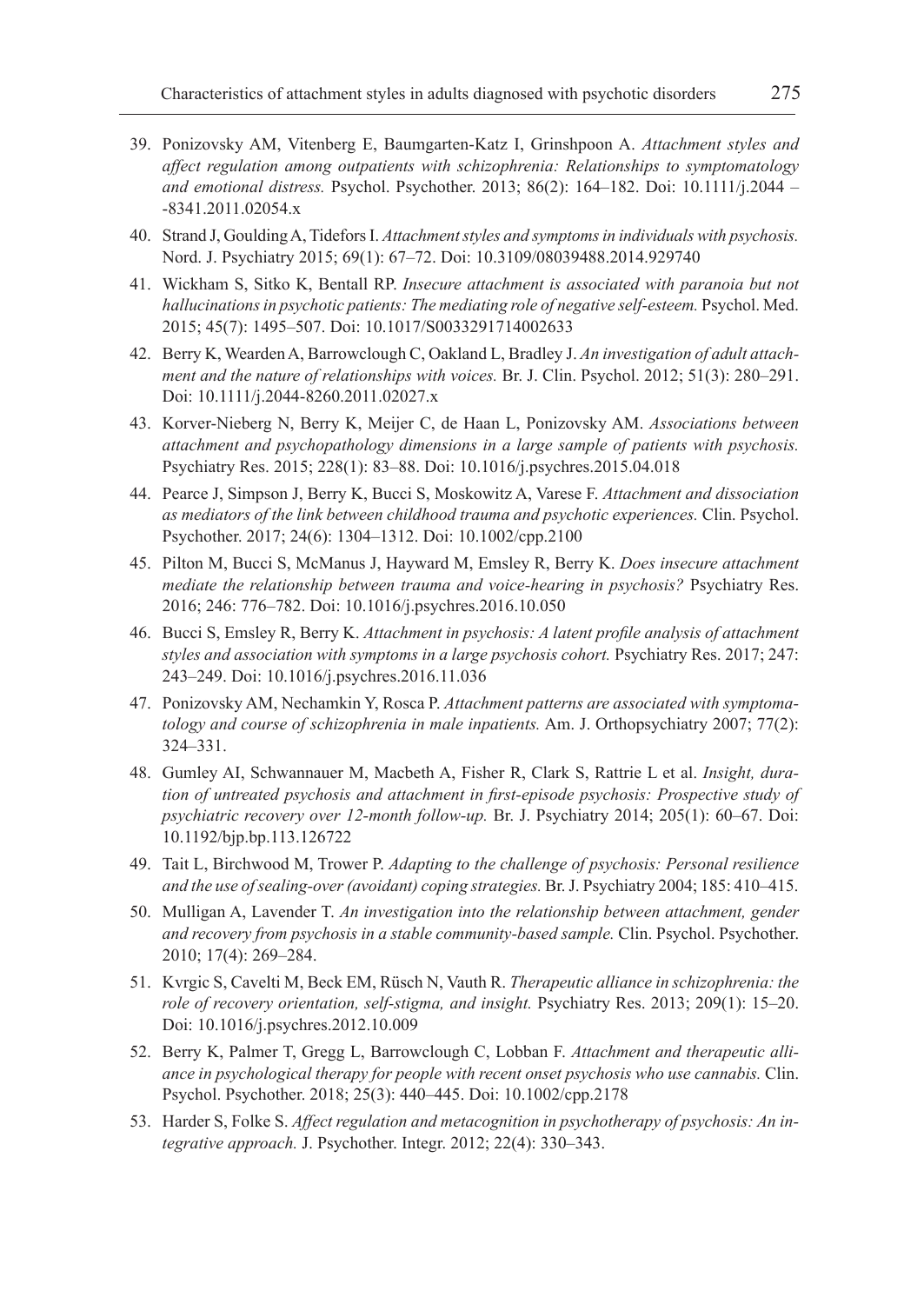39. Ponizovsky AM, Vitenberg E, Baumgarten-Katz I, Grinshpoon A. *Attachment styles and affect regulation among outpatients with schizophrenia: Relationships to symptomatology and emotional distress.* Psychol. Psychother. 2013; 86(2): 164–182. Doi: 10.1111/j.2044–-8341.2011.02054.x
40. Strand J, Goulding A, Tidefors I. *Attachment styles and symptoms in individuals with psychosis.* Nord. J. Psychiatry 2015; 69(1): 67–72. Doi: 10.3109/08039488.2014.929740
41. Wickham S, Sitko K, Bentall RP. *Insecure attachment is associated with paranoia but not hallucinations in psychotic patients: The mediating role of negative self-esteem.* Psychol. Med. 2015; 45(7): 1495–507. Doi: 10.1017/S0033291714002633
42. Berry K, Wearden A, Barrowclough C, Oakland L, Bradley J. *An investigation of adult attachment and the nature of relationships with voices.* Br. J. Clin. Psychol. 2012; 51(3): 280–291. Doi: 10.1111/j.2044-8260.2011.02027.x
43. Korver-Nieberg N, Berry K, Meijer C, de Haan L, Ponizovsky AM. *Associations between attachment and psychopathology dimensions in a large sample of patients with psychosis.* Psychiatry Res. 2015; 228(1): 83–88. Doi: 10.1016/j.psychres.2015.04.018
44. Pearce J, Simpson J, Berry K, Bucci S, Moskowitz A, Varese F. *Attachment and dissociation as mediators of the link between childhood trauma and psychotic experiences.* Clin. Psychol. Psychother. 2017; 24(6): 1304–1312. Doi: 10.1002/cpp.2100
45. Pilton M, Bucci S, McManus J, Hayward M, Emsley R, Berry K. *Does insecure attachment mediate the relationship between trauma and voice-hearing in psychosis?* Psychiatry Res. 2016; 246: 776–782. Doi: 10.1016/j.psychres.2016.10.050
46. Bucci S, Emsley R, Berry K. *Attachment in psychosis: A latent profile analysis of attachment styles and association with symptoms in a large psychosis cohort.* Psychiatry Res. 2017; 247: 243–249. Doi: 10.1016/j.psychres.2016.11.036
47. Ponizovsky AM, Nechamkin Y, Rosca P. *Attachment patterns are associated with symptomatology and course of schizophrenia in male inpatients.* Am. J. Orthopsychiatry 2007; 77(2): 324–331.
48. Gumley AI, Schwannauer M, Macbeth A, Fisher R, Clark S, Rattrie L et al. *Insight, duration of untreated psychosis and attachment in first-episode psychosis: Prospective study of psychiatric recovery over 12-month follow-up.* Br. J. Psychiatry 2014; 205(1): 60–67. Doi: 10.1192/bjp.bp.113.126722
49. Tait L, Birchwood M, Trower P. *Adapting to the challenge of psychosis: Personal resilience and the use of sealing-over (avoidant) coping strategies.* Br. J. Psychiatry 2004; 185: 410–415.
50. Mulligan A, Lavender T. *An investigation into the relationship between attachment, gender and recovery from psychosis in a stable community-based sample.* Clin. Psychol. Psychother. 2010; 17(4): 269–284.
51. Kvrgic S, Cavelti M, Beck EM, Rüsch N, Vauth R. *Therapeutic alliance in schizophrenia: the role of recovery orientation, self-stigma, and insight.* Psychiatry Res. 2013; 209(1): 15–20. Doi: 10.1016/j.psychres.2012.10.009
52. Berry K, Palmer T, Gregg L, Barrowclough C, Lobban F. *Attachment and therapeutic alliance in psychological therapy for people with recent onset psychosis who use cannabis.* Clin. Psychol. Psychother. 2018; 25(3): 440–445. Doi: 10.1002/cpp.2178
53. Harder S, Folke S. *Affect regulation and metacognition in psychotherapy of psychosis: An integrative approach.* J. Psychother. Integr. 2012; 22(4): 330–343.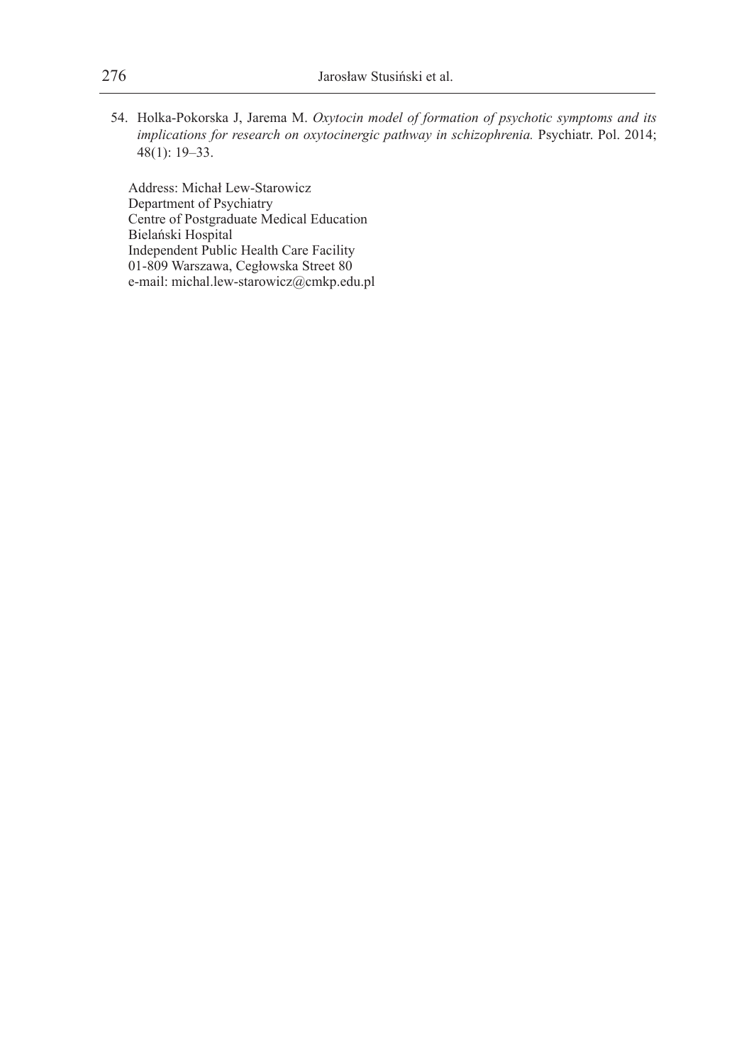54. Holka-Pokorska J, Jarema M. *Oxytocin model of formation of psychotic symptoms and its implications for research on oxytocinergic pathway in schizophrenia.* Psychiatr. Pol. 2014; 48(1): 19–33.

Address: Michał Lew-Starowicz
Department of Psychiatry
Centre of Postgraduate Medical Education
Bielański Hospital
Independent Public Health Care Facility
01-809 Warszawa, Cegłowska Street 80
e-mail: michal.lew-starowicz@cmkp.edu.pl